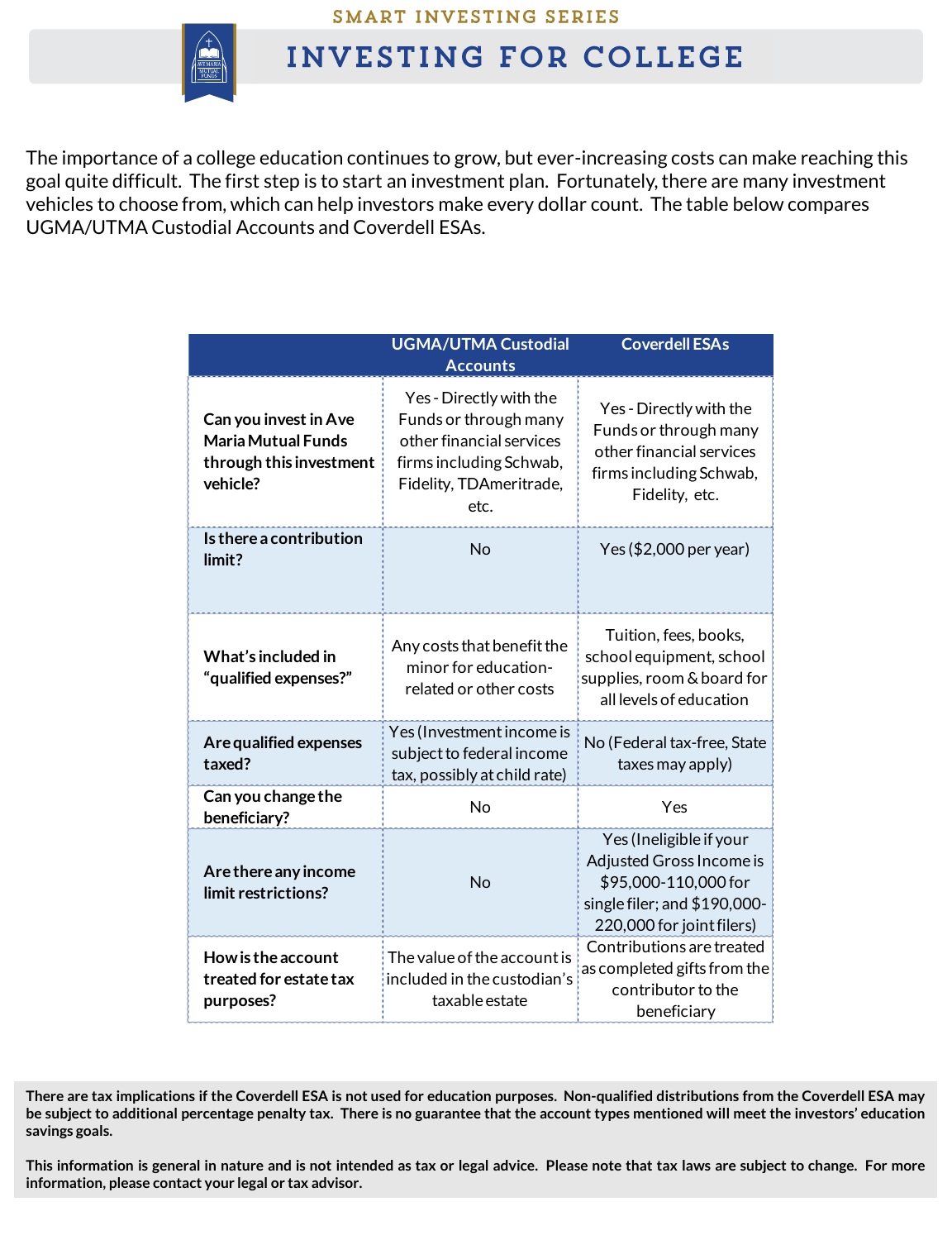SMART INVESTING SERIES

# INVESTING FOR COLLEGE

The importance of a college education continues to grow, but ever-increasing costs can make reaching this goal quite difficult. The first step is to start an investment plan. Fortunately, there are many investment vehicles to choose from, which can help investors make every dollar count. The table below compares UGMA/UTMA Custodial Accounts and Coverdell ESAs.

| | UGMA/UTMA Custodial Accounts | Coverdell ESAs |
|---|---|---|
| **Can you invest in Ave Maria Mutual Funds through this investment vehicle?** | Yes - Directly with the Funds or through many other financial services firms including Schwab, Fidelity, TDAmeritrade, etc. | Yes - Directly with the Funds or through many other financial services firms including Schwab, Fidelity, etc. |
| **Is there a contribution limit?** | No | Yes ($2,000 per year) |
| **What's included in "qualified expenses?"** | Any costs that benefit the minor for education-related or other costs | Tuition, fees, books, school equipment, school supplies, room & board for all levels of education |
| **Are qualified expenses taxed?** | Yes (Investment income is subject to federal income tax, possibly at child rate) | No (Federal tax-free, State taxes may apply) |
| **Can you change the beneficiary?** | No | Yes |
| **Are there any income limit restrictions?** | No | Yes (Ineligible if your Adjusted Gross Income is $95,000-110,000 for single filer; and $190,000-220,000 for joint filers) |
| **How is the account treated for estate tax purposes?** | The value of the account is included in the custodian's taxable estate | Contributions are treated as completed gifts from the contributor to the beneficiary |

**There are tax implications if the Coverdell ESA is not used for education purposes. Non-qualified distributions from the Coverdell ESA may be subject to additional percentage penalty tax. There is no guarantee that the account types mentioned will meet the investors' education savings goals.**

**This information is general in nature and is not intended as tax or legal advice. Please note that tax laws are subject to change. For more information, please contact your legal or tax advisor.**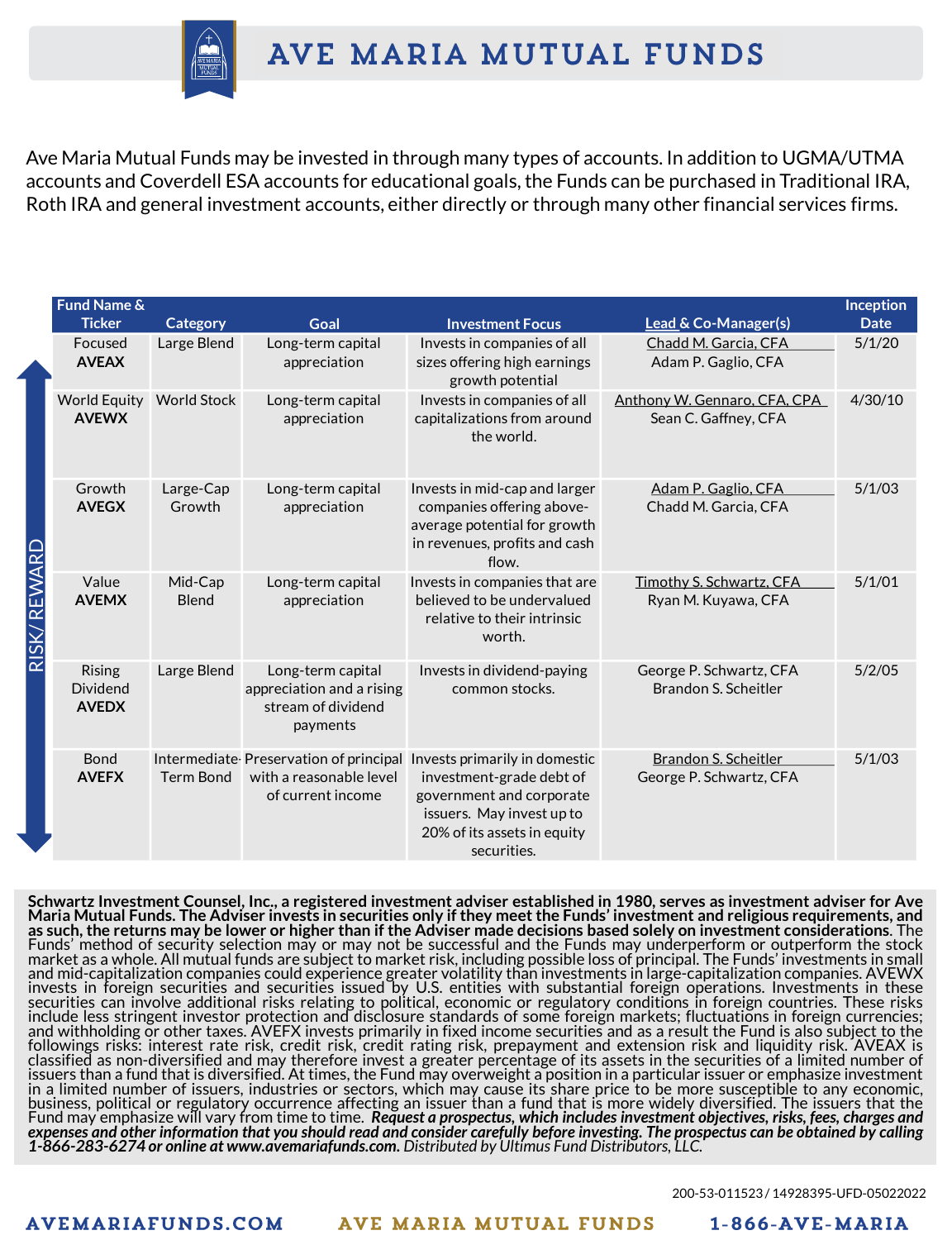# AVE MARIA MUTUAL FUNDS

Ave Maria Mutual Funds may be invested in through many types of accounts. In addition to UGMA/UTMA accounts and Coverdell ESA accounts for educational goals, the Funds can be purchased in Traditional IRA, Roth IRA and general investment accounts, either directly or through many other financial services firms.

RISK/ REWARD

| Fund Name & Ticker | Category | Goal | Investment Focus | Lead & Co-Manager(s) | Inception Date |
|---|---|---|---|---|---|
| Focused **AVEAX** | Large Blend | Long-term capital appreciation | Invests in companies of all sizes offering high earnings growth potential | Chadd M. Garcia, CFA<br>Adam P. Gaglio, CFA | 5/1/20 |
| World Equity **AVEWX** | World Stock | Long-term capital appreciation | Invests in companies of all capitalizations from around the world. | Anthony W. Gennaro, CFA, CPA<br>Sean C. Gaffney, CFA | 4/30/10 |
| Growth **AVEGX** | Large-Cap Growth | Long-term capital appreciation | Invests in mid-cap and larger companies offering above-average potential for growth in revenues, profits and cash flow. | Adam P. Gaglio, CFA<br>Chadd M. Garcia, CFA | 5/1/03 |
| Value **AVEMX** | Mid-Cap Blend | Long-term capital appreciation | Invests in companies that are believed to be undervalued relative to their intrinsic worth. | Timothy S. Schwartz, CFA<br>Ryan M. Kuyawa, CFA | 5/1/01 |
| Rising Dividend **AVEDX** | Large Blend | Long-term capital appreciation and a rising stream of dividend payments | Invests in dividend-paying common stocks. | George P. Schwartz, CFA<br>Brandon S. Scheitler | 5/2/05 |
| Bond **AVEFX** | Intermediate-Term Bond | Preservation of principal with a reasonable level of current income | Invests primarily in domestic investment-grade debt of government and corporate issuers. May invest up to 20% of its assets in equity securities. | Brandon S. Scheitler<br>George P. Schwartz, CFA | 5/1/03 |

**Schwartz Investment Counsel, Inc., a registered investment adviser established in 1980, serves as investment adviser for Ave Maria Mutual Funds. The Adviser invests in securities only if they meet the Funds' investment and religious requirements, and as such, the returns may be lower or higher than if the Adviser made decisions based solely on investment considerations.** The Funds' method of security selection may or may not be successful and the Funds may underperform or outperform the stock market as a whole. All mutual funds are subject to market risk, including possible loss of principal. The Funds' investments in small and mid-capitalization companies could experience greater volatility than investments in large-capitalization companies. AVEWX invests in foreign securities and securities issued by U.S. entities with substantial foreign operations. Investments in these securities can involve additional risks relating to political, economic or regulatory conditions in foreign countries. These risks include less stringent investor protection and disclosure standards of some foreign markets; fluctuations in foreign currencies; and withholding or other taxes. AVEFX invests primarily in fixed income securities and as a result the Fund is also subject to the followings risks: interest rate risk, credit risk, credit rating risk, prepayment and extension risk and liquidity risk. AVEAX is classified as non-diversified and may therefore invest a greater percentage of its assets in the securities of a limited number of issuers than a fund that is diversified. At times, the Fund may overweight a position in a particular issuer or emphasize investment in a limited number of issuers, industries or sectors, which may cause its share price to be more susceptible to any economic, business, political or regulatory occurrence affecting an issuer than a fund that is more widely diversified. The issuers that the Fund may emphasize will vary from time to time. ***Request a prospectus, which includes investment objectives, risks, fees, charges and expenses and other information that you should read and consider carefully before investing. The prospectus can be obtained by calling 1-866-283-6274 or online at www.avemariafunds.com.*** *Distributed by Ultimus Fund Distributors, LLC.*

200-53-011523 / 14928395-UFD-05022022

AVEMARIAFUNDS.COM    AVE MARIA MUTUAL FUNDS    1-866-AVE-MARIA